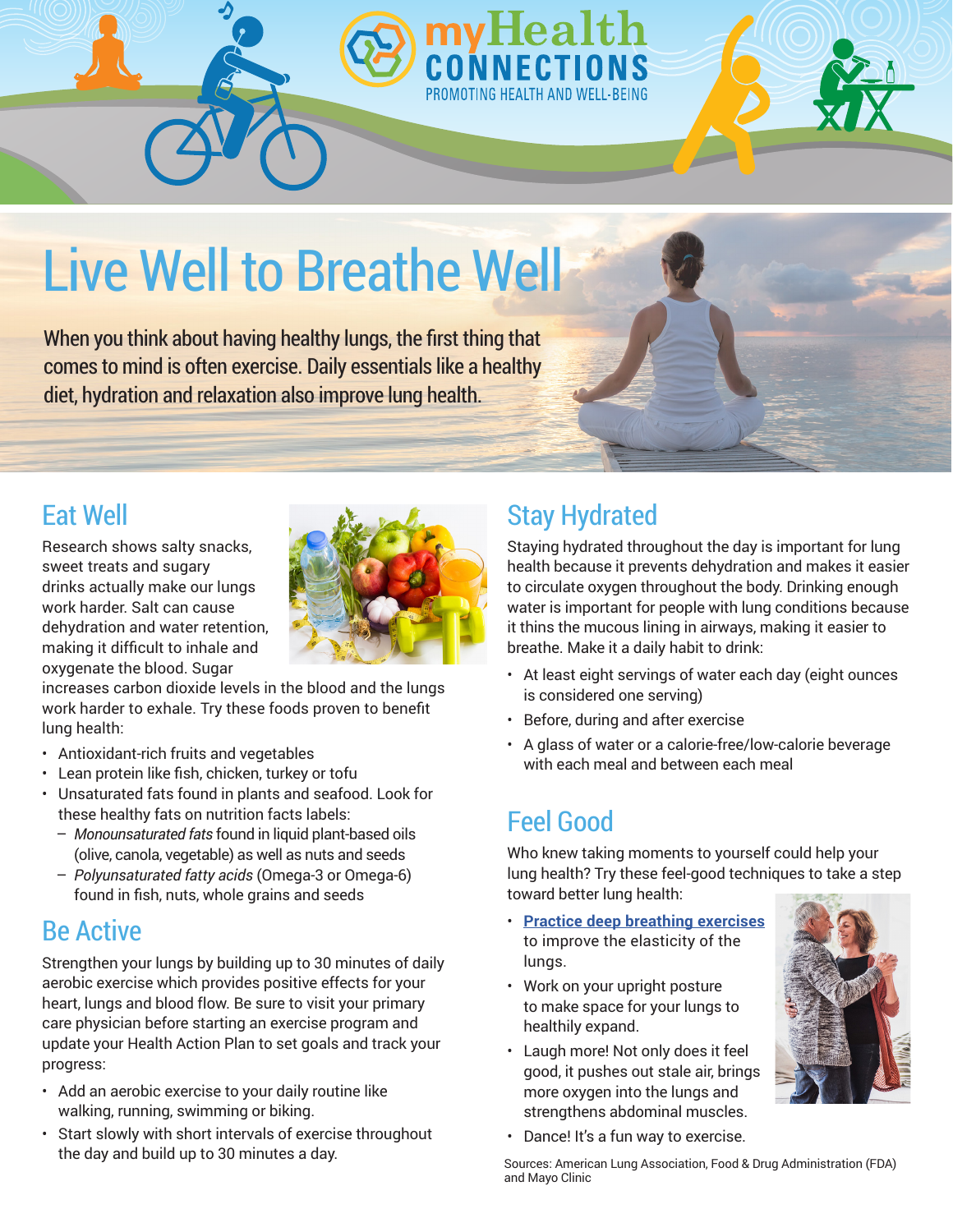myHealth CONNECTIONS

PROMOTING HEALTH AND WELL-BEING

# Live Well to Breathe Well

When you think about having healthy lungs, the first thing that comes to mind is often exercise. Daily essentials like a healthy diet, hydration and relaxation also improve lung health.

## Eat Well

Research shows salty snacks, sweet treats and sugary drinks actually make our lungs work harder. Salt can cause dehydration and water retention, making it difficult to inhale and oxygenate the blood. Sugar increases carbon dioxide levels in the blood and the lungs work harder to exhale. Try these foods proven to benefit lung health:

- Antioxidant-rich fruits and vegetables
- Lean protein like fish, chicken, turkey or tofu
- Unsaturated fats found in plants and seafood. Look for these healthy fats on nutrition facts labels:
  - *Monounsaturated fats* found in liquid plant-based oils (olive, canola, vegetable) as well as nuts and seeds
  - *Polyunsaturated fatty acids* (Omega-3 or Omega-6) found in fish, nuts, whole grains and seeds

## Be Active

Strengthen your lungs by building up to 30 minutes of daily aerobic exercise which provides positive effects for your heart, lungs and blood flow. Be sure to visit your primary care physician before starting an exercise program and update your Health Action Plan to set goals and track your progress:

- Add an aerobic exercise to your daily routine like walking, running, swimming or biking.
- Start slowly with short intervals of exercise throughout the day and build up to 30 minutes a day.

## Stay Hydrated

Staying hydrated throughout the day is important for lung health because it prevents dehydration and makes it easier to circulate oxygen throughout the body. Drinking enough water is important for people with lung conditions because it thins the mucous lining in airways, making it easier to breathe. Make it a daily habit to drink:

- At least eight servings of water each day (eight ounces is considered one serving)
- Before, during and after exercise
- A glass of water or a calorie-free/low-calorie beverage with each meal and between each meal

## Feel Good

Who knew taking moments to yourself could help your lung health? Try these feel-good techniques to take a step toward better lung health:

- **Practice deep breathing exercises** to improve the elasticity of the lungs.
- Work on your upright posture to make space for your lungs to healthily expand.
- Laugh more! Not only does it feel good, it pushes out stale air, brings more oxygen into the lungs and strengthens abdominal muscles.
- Dance! It's a fun way to exercise.

Sources: American Lung Association, Food & Drug Administration (FDA) and Mayo Clinic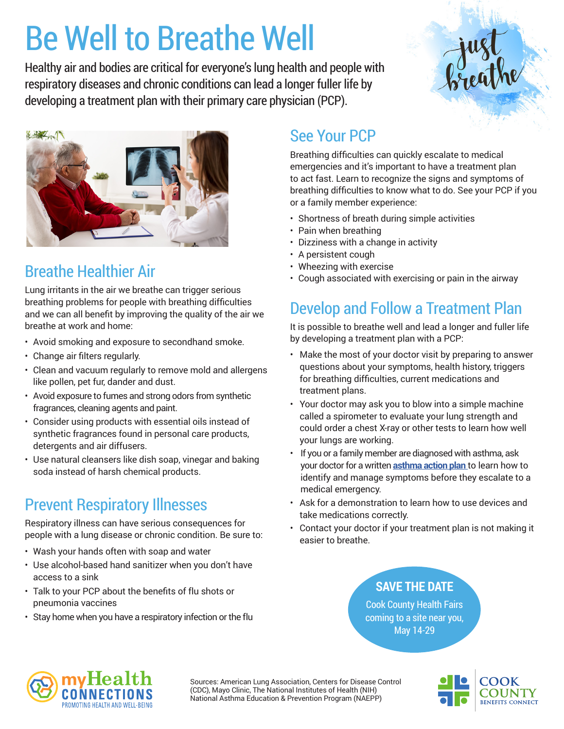# Be Well to Breathe Well

Healthy air and bodies are critical for everyone's lung health and people with respiratory diseases and chronic conditions can lead a longer fuller life by developing a treatment plan with their primary care physician (PCP).

just breathe

## Breathe Healthier Air

Lung irritants in the air we breathe can trigger serious breathing problems for people with breathing difficulties and we can all benefit by improving the quality of the air we breathe at work and home:

- Avoid smoking and exposure to secondhand smoke.
- Change air filters regularly.
- Clean and vacuum regularly to remove mold and allergens like pollen, pet fur, dander and dust.
- Avoid exposure to fumes and strong odors from synthetic fragrances, cleaning agents and paint.
- Consider using products with essential oils instead of synthetic fragrances found in personal care products, detergents and air diffusers.
- Use natural cleansers like dish soap, vinegar and baking soda instead of harsh chemical products.

## Prevent Respiratory Illnesses

Respiratory illness can have serious consequences for people with a lung disease or chronic condition. Be sure to:

- Wash your hands often with soap and water
- Use alcohol-based hand sanitizer when you don't have access to a sink
- Talk to your PCP about the benefits of flu shots or pneumonia vaccines
- Stay home when you have a respiratory infection or the flu

## See Your PCP

Breathing difficulties can quickly escalate to medical emergencies and it's important to have a treatment plan to act fast. Learn to recognize the signs and symptoms of breathing difficulties to know what to do. See your PCP if you or a family member experience:

- Shortness of breath during simple activities
- Pain when breathing
- Dizziness with a change in activity
- A persistent cough
- Wheezing with exercise
- Cough associated with exercising or pain in the airway

## Develop and Follow a Treatment Plan

It is possible to breathe well and lead a longer and fuller life by developing a treatment plan with a PCP:

- Make the most of your doctor visit by preparing to answer questions about your symptoms, health history, triggers for breathing difficulties, current medications and treatment plans.
- Your doctor may ask you to blow into a simple machine called a spirometer to evaluate your lung strength and could order a chest X-ray or other tests to learn how well your lungs are working.
- If you or a family member are diagnosed with asthma, ask your doctor for a written **asthma action plan** to learn how to identify and manage symptoms before they escalate to a medical emergency.
- Ask for a demonstration to learn how to use devices and take medications correctly.
- Contact your doctor if your treatment plan is not making it easier to breathe.

**SAVE THE DATE**

Cook County Health Fairs coming to a site near you, May 14-29

myHealth CONNECTIONS — PROMOTING HEALTH AND WELL-BEING

Sources: American Lung Association, Centers for Disease Control (CDC), Mayo Clinic, The National Institutes of Health (NIH) National Asthma Education & Prevention Program (NAEPP)

COOK COUNTY BENEFITS CONNECT